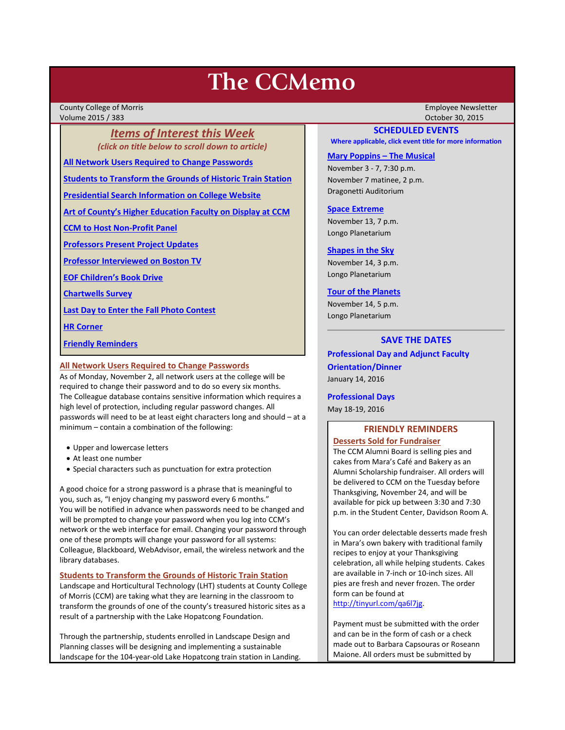# The CCMemo

County College of Morris
Volume 2015 / 383

Employee Newsletter
October 30, 2015

## *Items of Interest this Week*

*(click on title below to scroll down to article)*

**All Network Users Required to Change Passwords**

**Students to Transform the Grounds of Historic Train Station**

**Presidential Search Information on College Website**

**Art of County's Higher Education Faculty on Display at CCM**

**CCM to Host Non-Profit Panel**

**Professors Present Project Updates**

**Professor Interviewed on Boston TV**

**EOF Children's Book Drive**

**Chartwells Survey**

**Last Day to Enter the Fall Photo Contest**

**HR Corner**

**Friendly Reminders**

### All Network Users Required to Change Passwords

As of Monday, November 2, all network users at the college will be required to change their password and to do so every six months. The Colleague database contains sensitive information which requires a high level of protection, including regular password changes. All passwords will need to be at least eight characters long and should – at a minimum – contain a combination of the following:

- Upper and lowercase letters
- At least one number
- Special characters such as punctuation for extra protection

A good choice for a strong password is a phrase that is meaningful to you, such as, "I enjoy changing my password every 6 months."
You will be notified in advance when passwords need to be changed and will be prompted to change your password when you log into CCM's network or the web interface for email. Changing your password through one of these prompts will change your password for all systems: Colleague, Blackboard, WebAdvisor, email, the wireless network and the library databases.

### Students to Transform the Grounds of Historic Train Station

Landscape and Horticultural Technology (LHT) students at County College of Morris (CCM) are taking what they are learning in the classroom to transform the grounds of one of the county's treasured historic sites as a result of a partnership with the Lake Hopatcong Foundation.

Through the partnership, students enrolled in Landscape Design and Planning classes will be designing and implementing a sustainable landscape for the 104-year-old Lake Hopatcong train station in Landing.

## SCHEDULED EVENTS

**Where applicable, click event title for more information**

**Mary Poppins – The Musical**
November 3 - 7, 7:30 p.m.
November 7 matinee, 2 p.m.
Dragonetti Auditorium

**Space Extreme**
November 13, 7 p.m.
Longo Planetarium

**Shapes in the Sky**
November 14, 3 p.m.
Longo Planetarium

**Tour of the Planets**
November 14, 5 p.m.
Longo Planetarium

## SAVE THE DATES

**Professional Day and Adjunct Faculty Orientation/Dinner**
January 14, 2016

**Professional Days**
May 18-19, 2016

## FRIENDLY REMINDERS

### Desserts Sold for Fundraiser

The CCM Alumni Board is selling pies and cakes from Mara's Café and Bakery as an Alumni Scholarship fundraiser. All orders will be delivered to CCM on the Tuesday before Thanksgiving, November 24, and will be available for pick up between 3:30 and 7:30 p.m. in the Student Center, Davidson Room A.

You can order delectable desserts made fresh in Mara's own bakery with traditional family recipes to enjoy at your Thanksgiving celebration, all while helping students. Cakes are available in 7-inch or 10-inch sizes. All pies are fresh and never frozen. The order form can be found at http://tinyurl.com/qa6l7jg.

Payment must be submitted with the order and can be in the form of cash or a check made out to Barbara Capsouras or Roseann Maione. All orders must be submitted by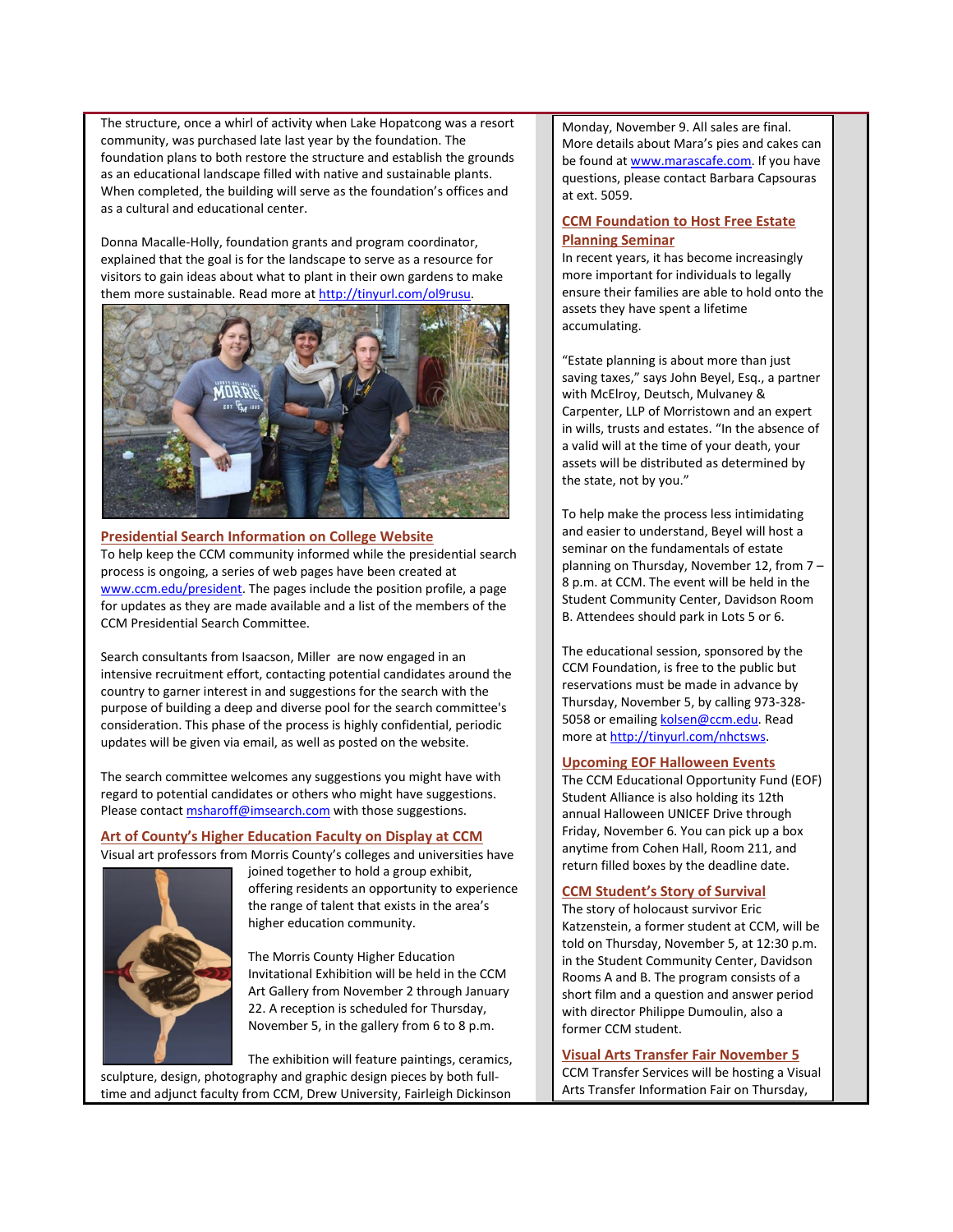The structure, once a whirl of activity when Lake Hopatcong was a resort community, was purchased late last year by the foundation. The foundation plans to both restore the structure and establish the grounds as an educational landscape filled with native and sustainable plants. When completed, the building will serve as the foundation's offices and as a cultural and educational center.

Donna Macalle-Holly, foundation grants and program coordinator, explained that the goal is for the landscape to serve as a resource for visitors to gain ideas about what to plant in their own gardens to make them more sustainable. Read more at http://tinyurl.com/ol9rusu.

## Presidential Search Information on College Website

To help keep the CCM community informed while the presidential search process is ongoing, a series of web pages have been created at www.ccm.edu/president. The pages include the position profile, a page for updates as they are made available and a list of the members of the CCM Presidential Search Committee.

Search consultants from Isaacson, Miller are now engaged in an intensive recruitment effort, contacting potential candidates around the country to garner interest in and suggestions for the search with the purpose of building a deep and diverse pool for the search committee's consideration. This phase of the process is highly confidential, periodic updates will be given via email, as well as posted on the website.

The search committee welcomes any suggestions you might have with regard to potential candidates or others who might have suggestions. Please contact msharoff@imsearch.com with those suggestions.

## Art of County's Higher Education Faculty on Display at CCM

Visual art professors from Morris County's colleges and universities have joined together to hold a group exhibit, offering residents an opportunity to experience the range of talent that exists in the area's higher education community.

The Morris County Higher Education Invitational Exhibition will be held in the CCM Art Gallery from November 2 through January 22. A reception is scheduled for Thursday, November 5, in the gallery from 6 to 8 p.m.

The exhibition will feature paintings, ceramics, sculpture, design, photography and graphic design pieces by both full-time and adjunct faculty from CCM, Drew University, Fairleigh Dickinson

Monday, November 9. All sales are final. More details about Mara's pies and cakes can be found at www.marascafe.com. If you have questions, please contact Barbara Capsouras at ext. 5059.

## CCM Foundation to Host Free Estate Planning Seminar

In recent years, it has become increasingly more important for individuals to legally ensure their families are able to hold onto the assets they have spent a lifetime accumulating.

"Estate planning is about more than just saving taxes," says John Beyel, Esq., a partner with McElroy, Deutsch, Mulvaney & Carpenter, LLP of Morristown and an expert in wills, trusts and estates. "In the absence of a valid will at the time of your death, your assets will be distributed as determined by the state, not by you."

To help make the process less intimidating and easier to understand, Beyel will host a seminar on the fundamentals of estate planning on Thursday, November 12, from 7 – 8 p.m. at CCM. The event will be held in the Student Community Center, Davidson Room B. Attendees should park in Lots 5 or 6.

The educational session, sponsored by the CCM Foundation, is free to the public but reservations must be made in advance by Thursday, November 5, by calling 973-328-5058 or emailing kolsen@ccm.edu. Read more at http://tinyurl.com/nhctsws.

## Upcoming EOF Halloween Events

The CCM Educational Opportunity Fund (EOF) Student Alliance is also holding its 12th annual Halloween UNICEF Drive through Friday, November 6. You can pick up a box anytime from Cohen Hall, Room 211, and return filled boxes by the deadline date.

## CCM Student's Story of Survival

The story of holocaust survivor Eric Katzenstein, a former student at CCM, will be told on Thursday, November 5, at 12:30 p.m. in the Student Community Center, Davidson Rooms A and B. The program consists of a short film and a question and answer period with director Philippe Dumoulin, also a former CCM student.

## Visual Arts Transfer Fair November 5

CCM Transfer Services will be hosting a Visual Arts Transfer Information Fair on Thursday,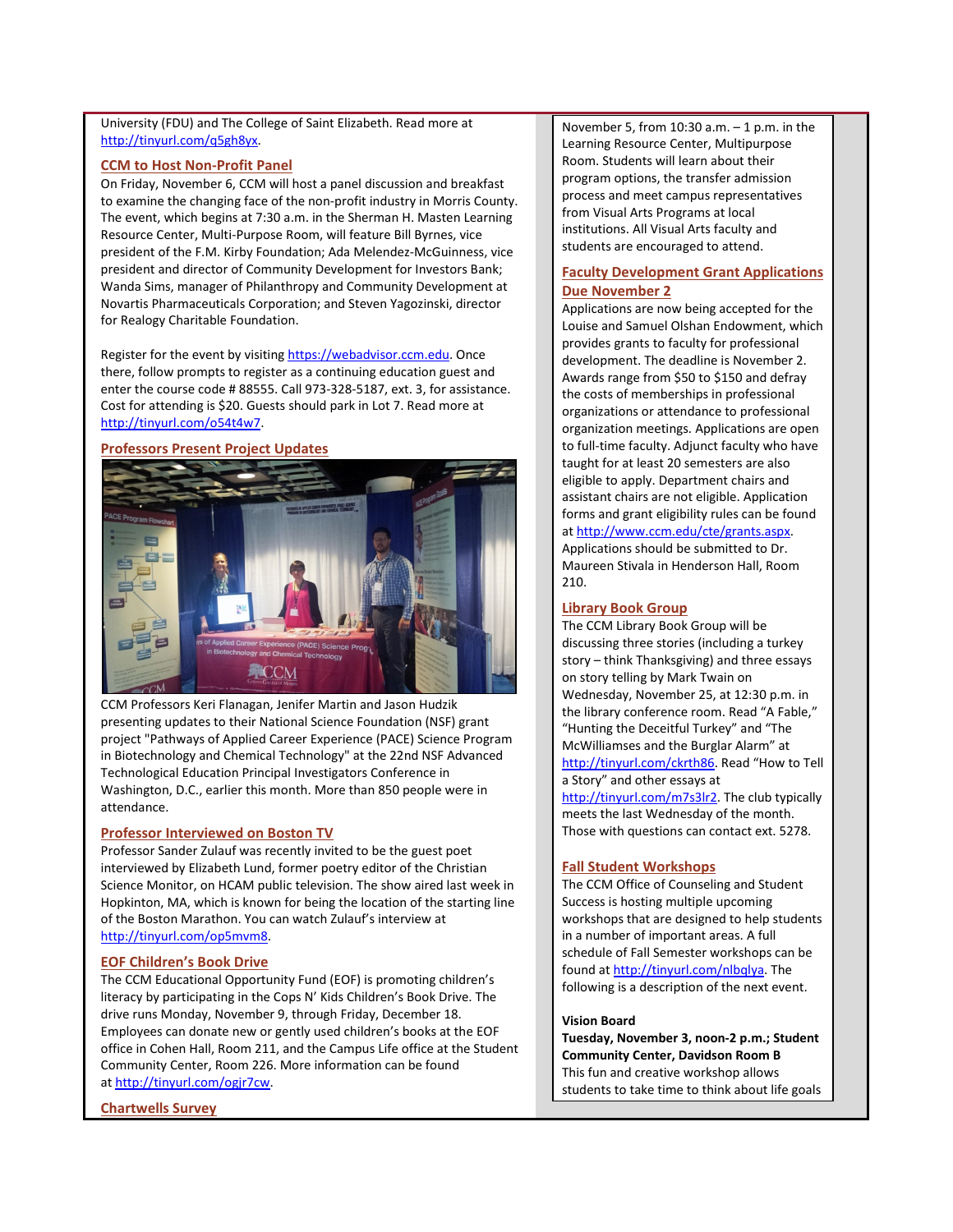University (FDU) and The College of Saint Elizabeth. Read more at http://tinyurl.com/q5gh8yx.

### CCM to Host Non-Profit Panel

On Friday, November 6, CCM will host a panel discussion and breakfast to examine the changing face of the non-profit industry in Morris County. The event, which begins at 7:30 a.m. in the Sherman H. Masten Learning Resource Center, Multi-Purpose Room, will feature Bill Byrnes, vice president of the F.M. Kirby Foundation; Ada Melendez-McGuinness, vice president and director of Community Development for Investors Bank; Wanda Sims, manager of Philanthropy and Community Development at Novartis Pharmaceuticals Corporation; and Steven Yagozinski, director for Realogy Charitable Foundation.

Register for the event by visiting https://webadvisor.ccm.edu. Once there, follow prompts to register as a continuing education guest and enter the course code # 88555. Call 973-328-5187, ext. 3, for assistance. Cost for attending is $20. Guests should park in Lot 7. Read more at http://tinyurl.com/o54t4w7.

### Professors Present Project Updates

CCM Professors Keri Flanagan, Jenifer Martin and Jason Hudzik presenting updates to their National Science Foundation (NSF) grant project "Pathways of Applied Career Experience (PACE) Science Program in Biotechnology and Chemical Technology" at the 22nd NSF Advanced Technological Education Principal Investigators Conference in Washington, D.C., earlier this month. More than 850 people were in attendance.

### Professor Interviewed on Boston TV

Professor Sander Zulauf was recently invited to be the guest poet interviewed by Elizabeth Lund, former poetry editor of the Christian Science Monitor, on HCAM public television. The show aired last week in Hopkinton, MA, which is known for being the location of the starting line of the Boston Marathon. You can watch Zulauf's interview at http://tinyurl.com/op5mvm8.

### EOF Children's Book Drive

The CCM Educational Opportunity Fund (EOF) is promoting children's literacy by participating in the Cops N' Kids Children's Book Drive. The drive runs Monday, November 9, through Friday, December 18. Employees can donate new or gently used children's books at the EOF office in Cohen Hall, Room 211, and the Campus Life office at the Student Community Center, Room 226. More information can be found at http://tinyurl.com/ogjr7cw.

### Chartwells Survey

November 5, from 10:30 a.m. – 1 p.m. in the Learning Resource Center, Multipurpose Room. Students will learn about their program options, the transfer admission process and meet campus representatives from Visual Arts Programs at local institutions. All Visual Arts faculty and students are encouraged to attend.

### Faculty Development Grant Applications Due November 2

Applications are now being accepted for the Louise and Samuel Olshan Endowment, which provides grants to faculty for professional development. The deadline is November 2. Awards range from $50 to $150 and defray the costs of memberships in professional organizations or attendance to professional organization meetings. Applications are open to full-time faculty. Adjunct faculty who have taught for at least 20 semesters are also eligible to apply. Department chairs and assistant chairs are not eligible. Application forms and grant eligibility rules can be found at http://www.ccm.edu/cte/grants.aspx. Applications should be submitted to Dr. Maureen Stivala in Henderson Hall, Room 210.

### Library Book Group

The CCM Library Book Group will be discussing three stories (including a turkey story – think Thanksgiving) and three essays on story telling by Mark Twain on Wednesday, November 25, at 12:30 p.m. in the library conference room. Read "A Fable," "Hunting the Deceitful Turkey" and "The McWilliamses and the Burglar Alarm" at http://tinyurl.com/ckrth86. Read "How to Tell a Story" and other essays at http://tinyurl.com/m7s3lr2. The club typically meets the last Wednesday of the month. Those with questions can contact ext. 5278.

### Fall Student Workshops

The CCM Office of Counseling and Student Success is hosting multiple upcoming workshops that are designed to help students in a number of important areas. A full schedule of Fall Semester workshops can be found at http://tinyurl.com/nlbqlya. The following is a description of the next event.

**Vision Board**
**Tuesday, November 3, noon-2 p.m.; Student Community Center, Davidson Room B**
This fun and creative workshop allows students to take time to think about life goals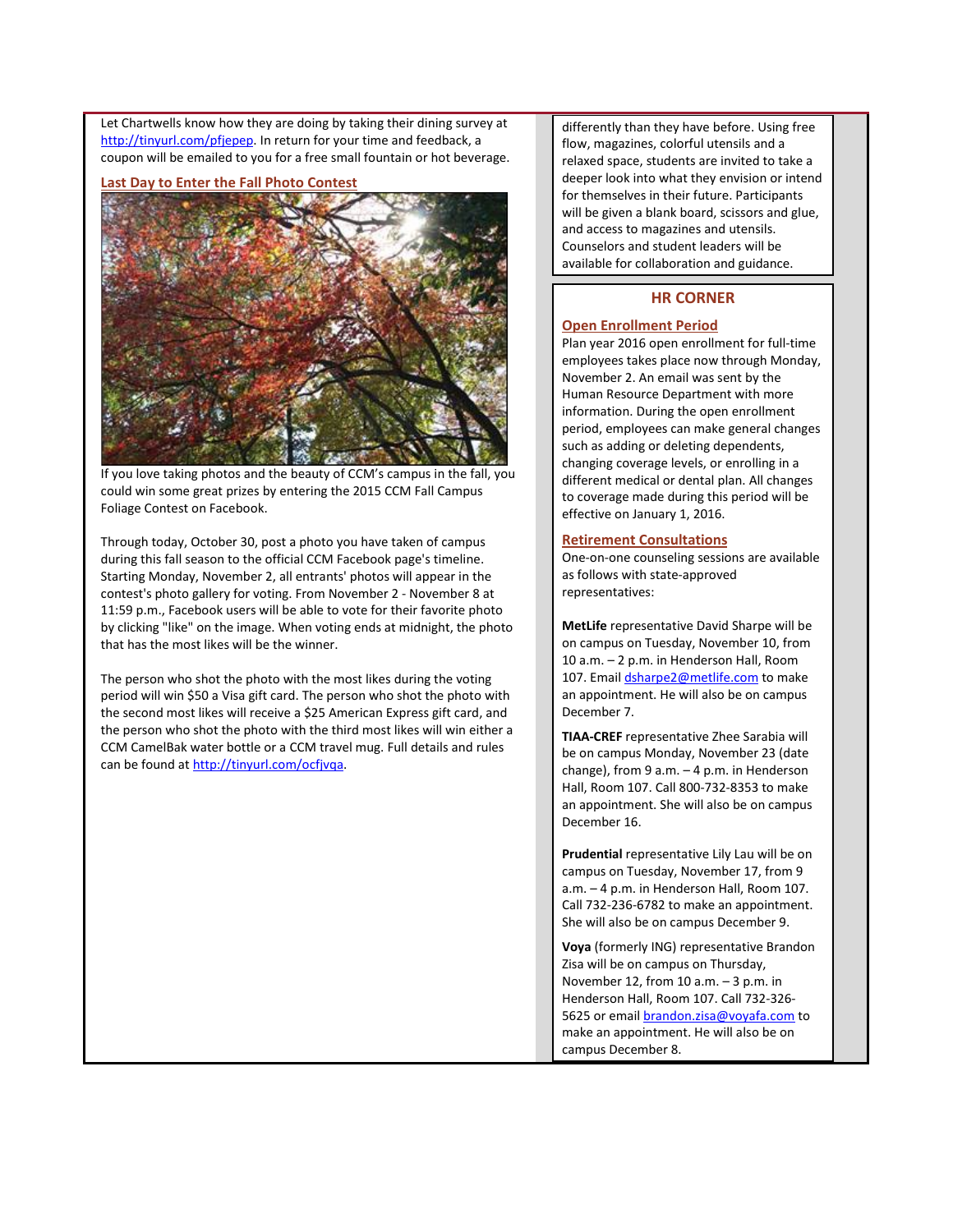Let Chartwells know how they are doing by taking their dining survey at http://tinyurl.com/pfjepep. In return for your time and feedback, a coupon will be emailed to you for a free small fountain or hot beverage.

### Last Day to Enter the Fall Photo Contest

If you love taking photos and the beauty of CCM's campus in the fall, you could win some great prizes by entering the 2015 CCM Fall Campus Foliage Contest on Facebook.

Through today, October 30, post a photo you have taken of campus during this fall season to the official CCM Facebook page's timeline. Starting Monday, November 2, all entrants' photos will appear in the contest's photo gallery for voting. From November 2 - November 8 at 11:59 p.m., Facebook users will be able to vote for their favorite photo by clicking "like" on the image. When voting ends at midnight, the photo that has the most likes will be the winner.

The person who shot the photo with the most likes during the voting period will win $50 a Visa gift card. The person who shot the photo with the second most likes will receive a $25 American Express gift card, and the person who shot the photo with the third most likes will win either a CCM CamelBak water bottle or a CCM travel mug. Full details and rules can be found at http://tinyurl.com/ocfjvqa.

differently than they have before. Using free flow, magazines, colorful utensils and a relaxed space, students are invited to take a deeper look into what they envision or intend for themselves in their future. Participants will be given a blank board, scissors and glue, and access to magazines and utensils. Counselors and student leaders will be available for collaboration and guidance.

## HR CORNER

### Open Enrollment Period

Plan year 2016 open enrollment for full-time employees takes place now through Monday, November 2. An email was sent by the Human Resource Department with more information. During the open enrollment period, employees can make general changes such as adding or deleting dependents, changing coverage levels, or enrolling in a different medical or dental plan. All changes to coverage made during this period will be effective on January 1, 2016.

### Retirement Consultations

One-on-one counseling sessions are available as follows with state-approved representatives:

**MetLife** representative David Sharpe will be on campus on Tuesday, November 10, from 10 a.m. – 2 p.m. in Henderson Hall, Room 107. Email dsharpe2@metlife.com to make an appointment. He will also be on campus December 7.

**TIAA-CREF** representative Zhee Sarabia will be on campus Monday, November 23 (date change), from 9 a.m. – 4 p.m. in Henderson Hall, Room 107. Call 800-732-8353 to make an appointment. She will also be on campus December 16.

**Prudential** representative Lily Lau will be on campus on Tuesday, November 17, from 9 a.m. – 4 p.m. in Henderson Hall, Room 107. Call 732-236-6782 to make an appointment. She will also be on campus December 9.

**Voya** (formerly ING) representative Brandon Zisa will be on campus on Thursday, November 12, from 10 a.m. – 3 p.m. in Henderson Hall, Room 107. Call 732-326-5625 or email brandon.zisa@voyafa.com to make an appointment. He will also be on campus December 8.